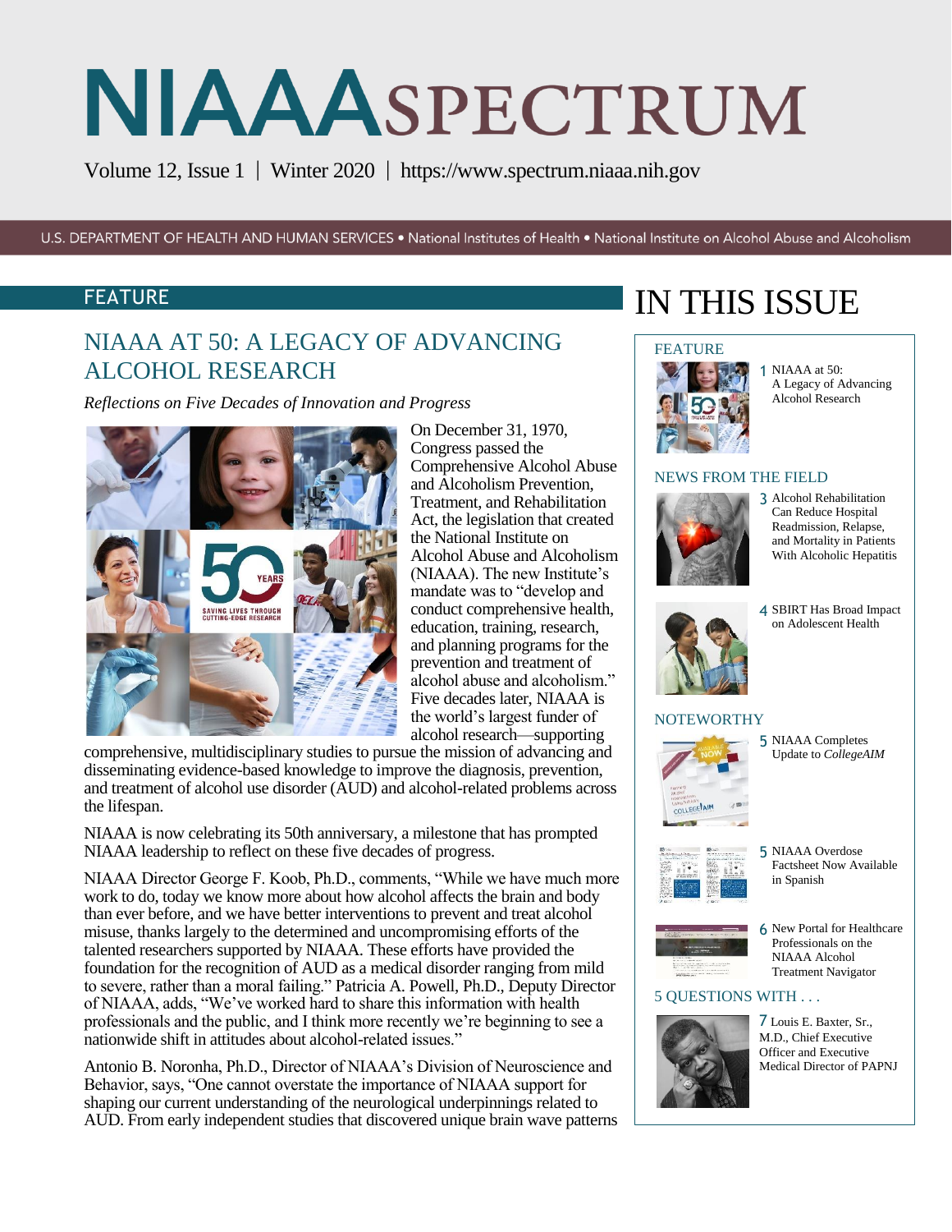# NIAAA SPECTRUM

Volume 12, Issue 1 | Winter 2020 | https://www.spectrum.niaaa.nih.gov

U.S. DEPARTMENT OF HEALTH AND HUMAN SERVICES • National Institutes of Health • National Institute on Alcohol Abuse and Alcoholism

## FEATURE

## NIAAA AT 50: A LEGACY OF ADVANCING ALCOHOL RESEARCH

*Reflections on Five Decades of Innovation and Progress*

On December 31, 1970, Congress passed the Comprehensive Alcohol Abuse and Alcoholism Prevention, Treatment, and Rehabilitation Act, the legislation that created the National Institute on Alcohol Abuse and Alcoholism (NIAAA). The new Institute's mandate was to "develop and conduct comprehensive health, education, training, research, and planning programs for the prevention and treatment of alcohol abuse and alcoholism." Five decades later, NIAAA is the world's largest funder of alcohol research—supporting comprehensive, multidisciplinary studies to pursue the mission of advancing and disseminating evidence-based knowledge to improve the diagnosis, prevention, and treatment of alcohol use disorder (AUD) and alcohol-related problems across the lifespan.

NIAAA is now celebrating its 50th anniversary, a milestone that has prompted NIAAA leadership to reflect on these five decades of progress.

NIAAA Director George F. Koob, Ph.D., comments, "While we have much more work to do, today we know more about how alcohol affects the brain and body than ever before, and we have better interventions to prevent and treat alcohol misuse, thanks largely to the determined and uncompromising efforts of the talented researchers supported by NIAAA. These efforts have provided the foundation for the recognition of AUD as a medical disorder ranging from mild to severe, rather than a moral failing." Patricia A. Powell, Ph.D., Deputy Director of NIAAA, adds, "We've worked hard to share this information with health professionals and the public, and I think more recently we're beginning to see a nationwide shift in attitudes about alcohol-related issues."

Antonio B. Noronha, Ph.D., Director of NIAAA's Division of Neuroscience and Behavior, says, "One cannot overstate the importance of NIAAA support for shaping our current understanding of the neurological underpinnings related to AUD. From early independent studies that discovered unique brain wave patterns

## IN THIS ISSUE

**FEATURE**

1 NIAAA at 50: A Legacy of Advancing Alcohol Research

**NEWS FROM THE FIELD**

3 Alcohol Rehabilitation Can Reduce Hospital Readmission, Relapse, and Mortality in Patients With Alcoholic Hepatitis

4 SBIRT Has Broad Impact on Adolescent Health

**NOTEWORTHY**

5 NIAAA Completes Update to *CollegeAIM*

5 NIAAA Overdose Factsheet Now Available in Spanish

6 New Portal for Healthcare Professionals on the NIAAA Alcohol Treatment Navigator

**5 QUESTIONS WITH . . .**

7 Louis E. Baxter, Sr., M.D., Chief Executive Officer and Executive Medical Director of PAPNJ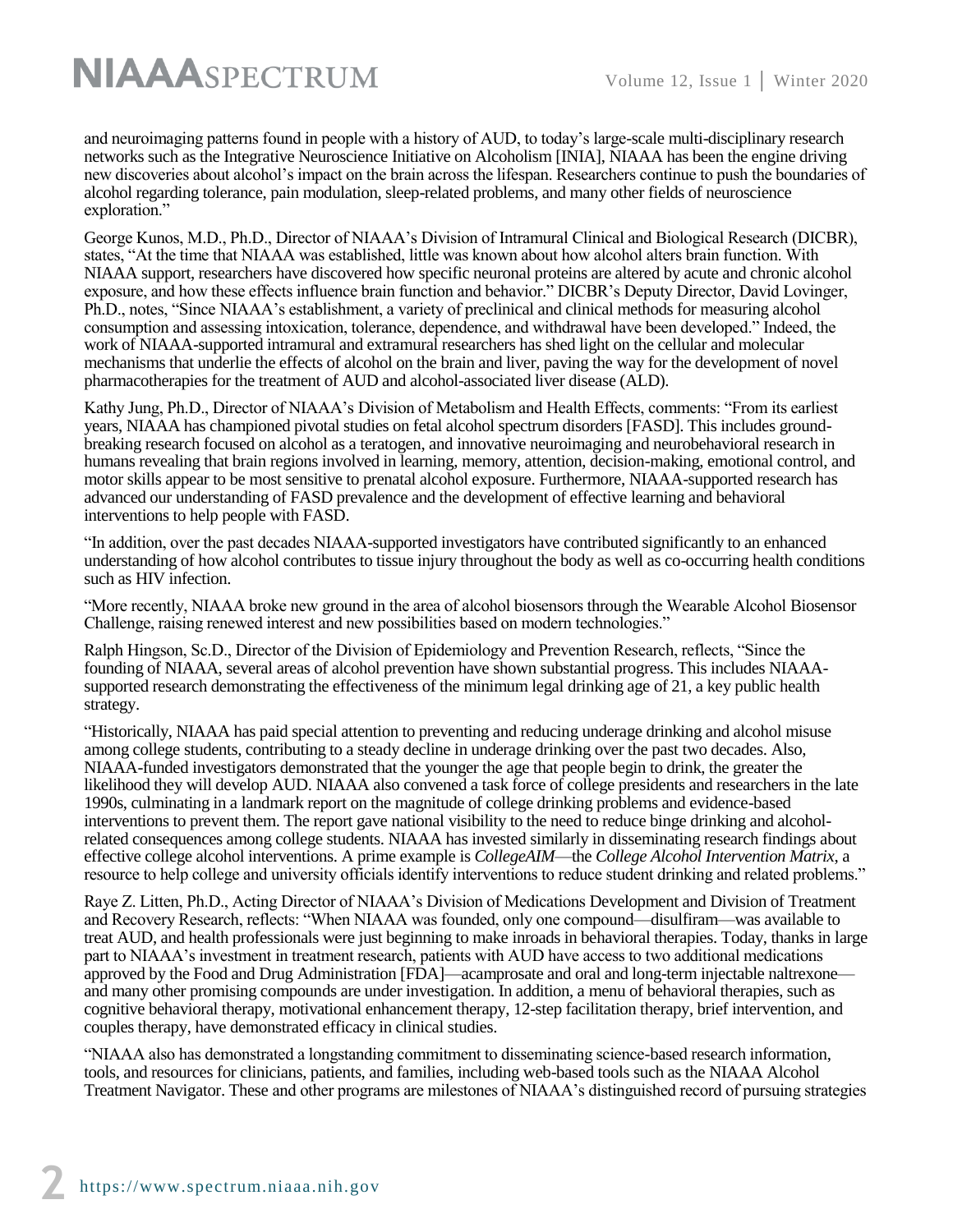and neuroimaging patterns found in people with a history of AUD, to today's large-scale multi-disciplinary research networks such as the Integrative Neuroscience Initiative on Alcoholism [INIA], NIAAA has been the engine driving new discoveries about alcohol's impact on the brain across the lifespan. Researchers continue to push the boundaries of alcohol regarding tolerance, pain modulation, sleep-related problems, and many other fields of neuroscience exploration."

George Kunos, M.D., Ph.D., Director of NIAAA's Division of Intramural Clinical and Biological Research (DICBR), states, "At the time that NIAAA was established, little was known about how alcohol alters brain function. With NIAAA support, researchers have discovered how specific neuronal proteins are altered by acute and chronic alcohol exposure, and how these effects influence brain function and behavior." DICBR's Deputy Director, David Lovinger, Ph.D., notes, "Since NIAAA's establishment, a variety of preclinical and clinical methods for measuring alcohol consumption and assessing intoxication, tolerance, dependence, and withdrawal have been developed." Indeed, the work of NIAAA-supported intramural and extramural researchers has shed light on the cellular and molecular mechanisms that underlie the effects of alcohol on the brain and liver, paving the way for the development of novel pharmacotherapies for the treatment of AUD and alcohol-associated liver disease (ALD).

Kathy Jung, Ph.D., Director of NIAAA's Division of Metabolism and Health Effects, comments: "From its earliest years, NIAAA has championed pivotal studies on fetal alcohol spectrum disorders [FASD]. This includes ground-breaking research focused on alcohol as a teratogen, and innovative neuroimaging and neurobehavioral research in humans revealing that brain regions involved in learning, memory, attention, decision-making, emotional control, and motor skills appear to be most sensitive to prenatal alcohol exposure. Furthermore, NIAAA-supported research has advanced our understanding of FASD prevalence and the development of effective learning and behavioral interventions to help people with FASD.

"In addition, over the past decades NIAAA-supported investigators have contributed significantly to an enhanced understanding of how alcohol contributes to tissue injury throughout the body as well as co-occurring health conditions such as HIV infection.

"More recently, NIAAA broke new ground in the area of alcohol biosensors through the Wearable Alcohol Biosensor Challenge, raising renewed interest and new possibilities based on modern technologies."

Ralph Hingson, Sc.D., Director of the Division of Epidemiology and Prevention Research, reflects, "Since the founding of NIAAA, several areas of alcohol prevention have shown substantial progress. This includes NIAAA-supported research demonstrating the effectiveness of the minimum legal drinking age of 21, a key public health strategy.

"Historically, NIAAA has paid special attention to preventing and reducing underage drinking and alcohol misuse among college students, contributing to a steady decline in underage drinking over the past two decades. Also, NIAAA-funded investigators demonstrated that the younger the age that people begin to drink, the greater the likelihood they will develop AUD. NIAAA also convened a task force of college presidents and researchers in the late 1990s, culminating in a landmark report on the magnitude of college drinking problems and evidence-based interventions to prevent them. The report gave national visibility to the need to reduce binge drinking and alcohol-related consequences among college students. NIAAA has invested similarly in disseminating research findings about effective college alcohol interventions. A prime example is *CollegeAIM*—the *College Alcohol Intervention Matrix*, a resource to help college and university officials identify interventions to reduce student drinking and related problems."

Raye Z. Litten, Ph.D., Acting Director of NIAAA's Division of Medications Development and Division of Treatment and Recovery Research, reflects: "When NIAAA was founded, only one compound—disulfiram—was available to treat AUD, and health professionals were just beginning to make inroads in behavioral therapies. Today, thanks in large part to NIAAA's investment in treatment research, patients with AUD have access to two additional medications approved by the Food and Drug Administration [FDA]—acamprosate and oral and long-term injectable naltrexone—and many other promising compounds are under investigation. In addition, a menu of behavioral therapies, such as cognitive behavioral therapy, motivational enhancement therapy, 12-step facilitation therapy, brief intervention, and couples therapy, have demonstrated efficacy in clinical studies.

"NIAAA also has demonstrated a longstanding commitment to disseminating science-based research information, tools, and resources for clinicians, patients, and families, including web-based tools such as the NIAAA Alcohol Treatment Navigator. These and other programs are milestones of NIAAA's distinguished record of pursuing strategies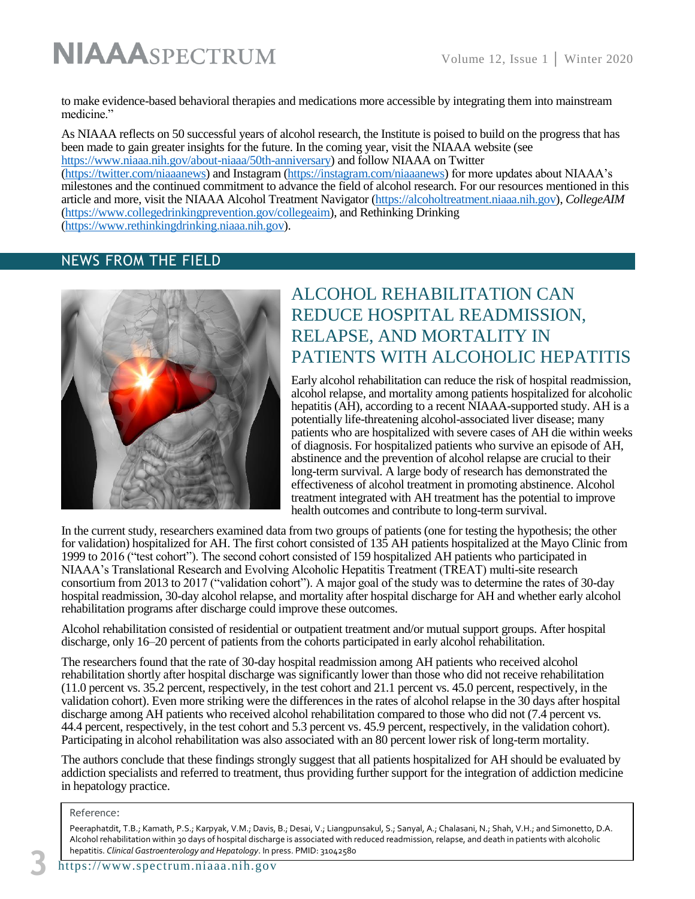to make evidence-based behavioral therapies and medications more accessible by integrating them into mainstream medicine."

As NIAAA reflects on 50 successful years of alcohol research, the Institute is poised to build on the progress that has been made to gain greater insights for the future. In the coming year, visit the NIAAA website (see https://www.niaaa.nih.gov/about-niaaa/50th-anniversary) and follow NIAAA on Twitter (https://twitter.com/niaaanews) and Instagram (https://instagram.com/niaaanews) for more updates about NIAAA's milestones and the continued commitment to advance the field of alcohol research. For our resources mentioned in this article and more, visit the NIAAA Alcohol Treatment Navigator (https://alcoholtreatment.niaaa.nih.gov), *CollegeAIM* (https://www.collegedrinkingprevention.gov/collegeaim), and Rethinking Drinking (https://www.rethinkingdrinking.niaaa.nih.gov).

## NEWS FROM THE FIELD

### ALCOHOL REHABILITATION CAN REDUCE HOSPITAL READMISSION, RELAPSE, AND MORTALITY IN PATIENTS WITH ALCOHOLIC HEPATITIS

Early alcohol rehabilitation can reduce the risk of hospital readmission, alcohol relapse, and mortality among patients hospitalized for alcoholic hepatitis (AH), according to a recent NIAAA-supported study. AH is a potentially life-threatening alcohol-associated liver disease; many patients who are hospitalized with severe cases of AH die within weeks of diagnosis. For hospitalized patients who survive an episode of AH, abstinence and the prevention of alcohol relapse are crucial to their long-term survival. A large body of research has demonstrated the effectiveness of alcohol treatment in promoting abstinence. Alcohol treatment integrated with AH treatment has the potential to improve health outcomes and contribute to long-term survival.

In the current study, researchers examined data from two groups of patients (one for testing the hypothesis; the other for validation) hospitalized for AH. The first cohort consisted of 135 AH patients hospitalized at the Mayo Clinic from 1999 to 2016 ("test cohort"). The second cohort consisted of 159 hospitalized AH patients who participated in NIAAA's Translational Research and Evolving Alcoholic Hepatitis Treatment (TREAT) multi-site research consortium from 2013 to 2017 ("validation cohort"). A major goal of the study was to determine the rates of 30-day hospital readmission, 30-day alcohol relapse, and mortality after hospital discharge for AH and whether early alcohol rehabilitation programs after discharge could improve these outcomes.

Alcohol rehabilitation consisted of residential or outpatient treatment and/or mutual support groups. After hospital discharge, only 16–20 percent of patients from the cohorts participated in early alcohol rehabilitation.

The researchers found that the rate of 30-day hospital readmission among AH patients who received alcohol rehabilitation shortly after hospital discharge was significantly lower than those who did not receive rehabilitation (11.0 percent vs. 35.2 percent, respectively, in the test cohort and 21.1 percent vs. 45.0 percent, respectively, in the validation cohort). Even more striking were the differences in the rates of alcohol relapse in the 30 days after hospital discharge among AH patients who received alcohol rehabilitation compared to those who did not (7.4 percent vs. 44.4 percent, respectively, in the test cohort and 5.3 percent vs. 45.9 percent, respectively, in the validation cohort). Participating in alcohol rehabilitation was also associated with an 80 percent lower risk of long-term mortality.

The authors conclude that these findings strongly suggest that all patients hospitalized for AH should be evaluated by addiction specialists and referred to treatment, thus providing further support for the integration of addiction medicine in hepatology practice.

Reference:

Peeraphatdit, T.B.; Kamath, P.S.; Karpyak, V.M.; Davis, B.; Desai, V.; Liangpunsakul, S.; Sanyal, A.; Chalasani, N.; Shah, V.H.; and Simonetto, D.A. Alcohol rehabilitation within 30 days of hospital discharge is associated with reduced readmission, relapse, and death in patients with alcoholic hepatitis. *Clinical Gastroenterology and Hepatology*. In press. PMID: 31042580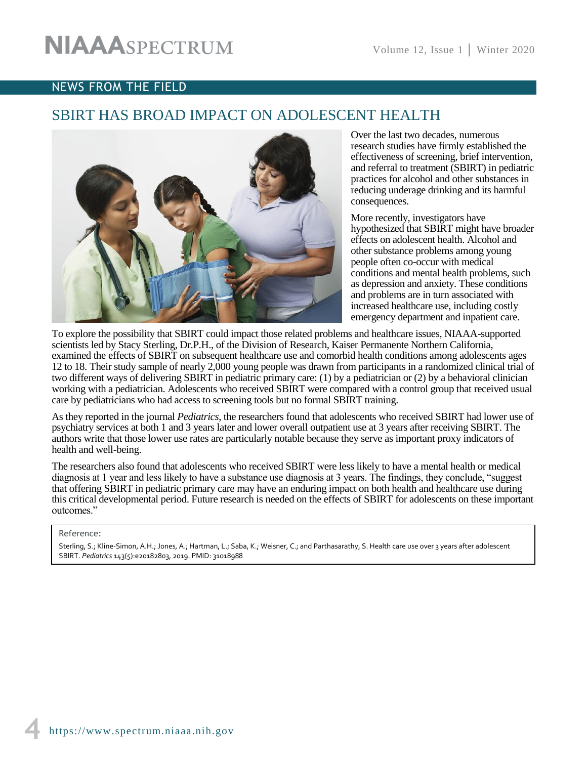## NEWS FROM THE FIELD

# SBIRT HAS BROAD IMPACT ON ADOLESCENT HEALTH

Over the last two decades, numerous research studies have firmly established the effectiveness of screening, brief intervention, and referral to treatment (SBIRT) in pediatric practices for alcohol and other substances in reducing underage drinking and its harmful consequences.

More recently, investigators have hypothesized that SBIRT might have broader effects on adolescent health. Alcohol and other substance problems among young people often co-occur with medical conditions and mental health problems, such as depression and anxiety. These conditions and problems are in turn associated with increased healthcare use, including costly emergency department and inpatient care.

To explore the possibility that SBIRT could impact those related problems and healthcare issues, NIAAA-supported scientists led by Stacy Sterling, Dr.P.H., of the Division of Research, Kaiser Permanente Northern California, examined the effects of SBIRT on subsequent healthcare use and comorbid health conditions among adolescents ages 12 to 18. Their study sample of nearly 2,000 young people was drawn from participants in a randomized clinical trial of two different ways of delivering SBIRT in pediatric primary care: (1) by a pediatrician or (2) by a behavioral clinician working with a pediatrician. Adolescents who received SBIRT were compared with a control group that received usual care by pediatricians who had access to screening tools but no formal SBIRT training.

As they reported in the journal *Pediatrics*, the researchers found that adolescents who received SBIRT had lower use of psychiatry services at both 1 and 3 years later and lower overall outpatient use at 3 years after receiving SBIRT. The authors write that those lower use rates are particularly notable because they serve as important proxy indicators of health and well-being.

The researchers also found that adolescents who received SBIRT were less likely to have a mental health or medical diagnosis at 1 year and less likely to have a substance use diagnosis at 3 years. The findings, they conclude, "suggest that offering SBIRT in pediatric primary care may have an enduring impact on both health and healthcare use during this critical developmental period. Future research is needed on the effects of SBIRT for adolescents on these important outcomes."

Reference:

Sterling, S.; Kline-Simon, A.H.; Jones, A.; Hartman, L.; Saba, K.; Weisner, C.; and Parthasarathy, S. Health care use over 3 years after adolescent SBIRT. *Pediatrics* 143(5):e20182803, 2019. PMID: 31018988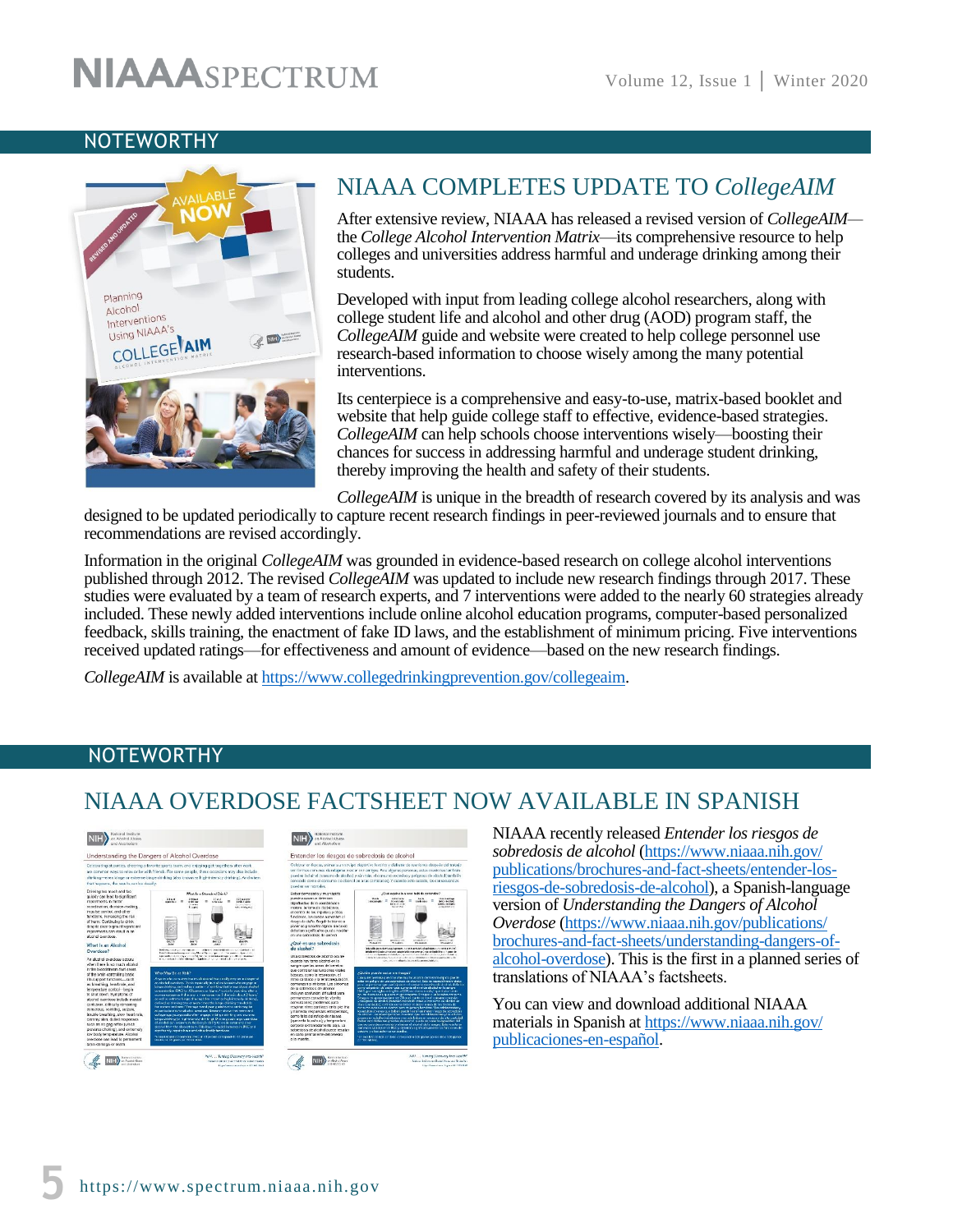## NOTEWORTHY

# NIAAA COMPLETES UPDATE TO *CollegeAIM*

After extensive review, NIAAA has released a revised version of *CollegeAIM*—the *College Alcohol Intervention Matrix*—its comprehensive resource to help colleges and universities address harmful and underage drinking among their students.

Developed with input from leading college alcohol researchers, along with college student life and alcohol and other drug (AOD) program staff, the *CollegeAIM* guide and website were created to help college personnel use research-based information to choose wisely among the many potential interventions.

Its centerpiece is a comprehensive and easy-to-use, matrix-based booklet and website that help guide college staff to effective, evidence-based strategies. *CollegeAIM* can help schools choose interventions wisely—boosting their chances for success in addressing harmful and underage student drinking, thereby improving the health and safety of their students.

*CollegeAIM* is unique in the breadth of research covered by its analysis and was designed to be updated periodically to capture recent research findings in peer-reviewed journals and to ensure that recommendations are revised accordingly.

Information in the original *CollegeAIM* was grounded in evidence-based research on college alcohol interventions published through 2012. The revised *CollegeAIM* was updated to include new research findings through 2017. These studies were evaluated by a team of research experts, and 7 interventions were added to the nearly 60 strategies already included. These newly added interventions include online alcohol education programs, computer-based personalized feedback, skills training, the enactment of fake ID laws, and the establishment of minimum pricing. Five interventions received updated ratings—for effectiveness and amount of evidence—based on the new research findings.

*CollegeAIM* is available at https://www.collegedrinkingprevention.gov/collegeaim.

## NOTEWORTHY

# NIAAA OVERDOSE FACTSHEET NOW AVAILABLE IN SPANISH

NIAAA recently released *Entender los riesgos de sobredosis de alcohol* (https://www.niaaa.nih.gov/publications/brochures-and-fact-sheets/entender-los-riesgos-de-sobredosis-de-alcohol), a Spanish-language version of *Understanding the Dangers of Alcohol Overdose* (https://www.niaaa.nih.gov/publications/brochures-and-fact-sheets/understanding-dangers-of-alcohol-overdose). This is the first in a planned series of translations of NIAAA's factsheets.

You can view and download additional NIAAA materials in Spanish at https://www.niaaa.nih.gov/publicaciones-en-español.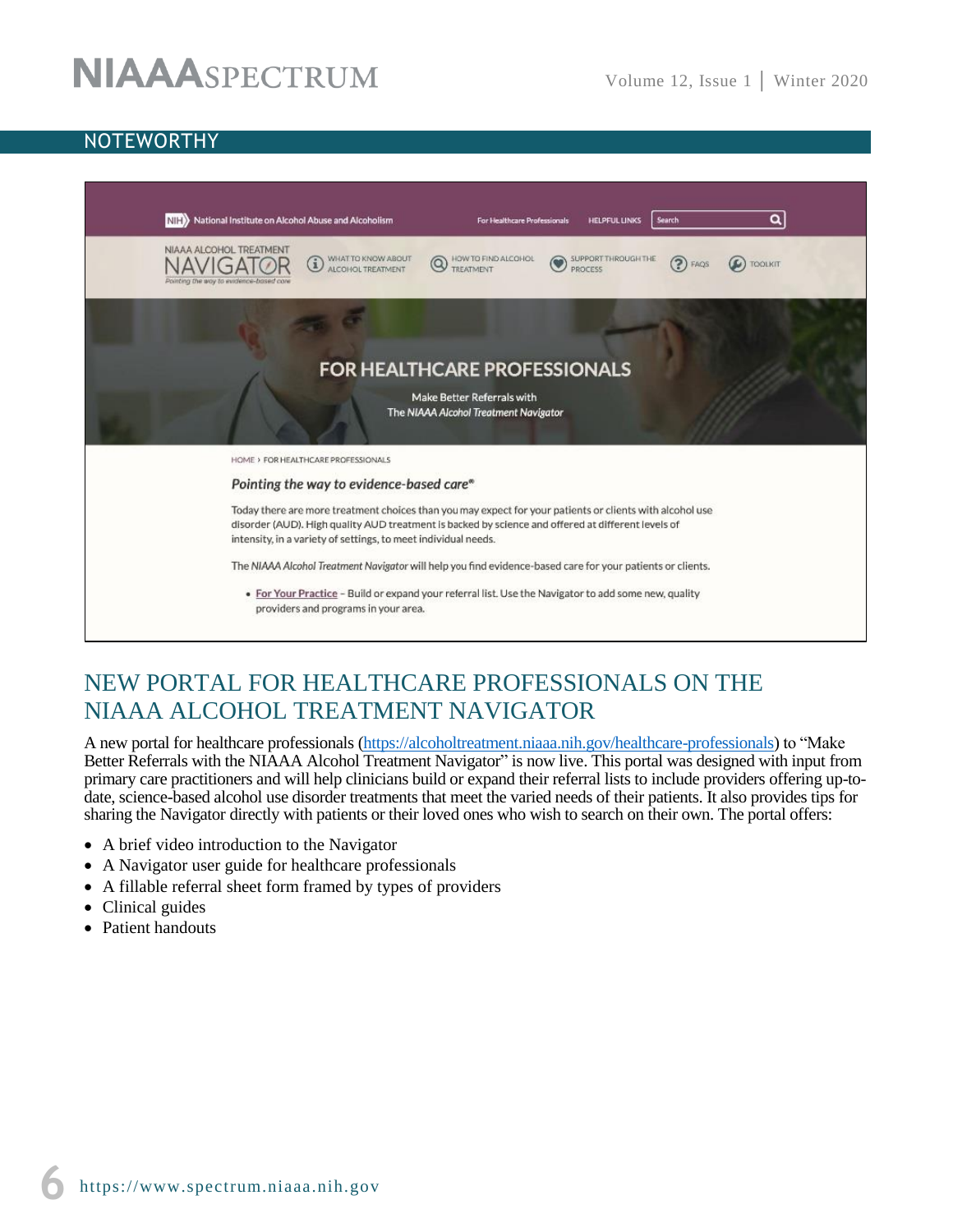## NOTEWORTHY

# NEW PORTAL FOR HEALTHCARE PROFESSIONALS ON THE NIAAA ALCOHOL TREATMENT NAVIGATOR

A new portal for healthcare professionals (https://alcoholtreatment.niaaa.nih.gov/healthcare-professionals) to "Make Better Referrals with the NIAAA Alcohol Treatment Navigator" is now live. This portal was designed with input from primary care practitioners and will help clinicians build or expand their referral lists to include providers offering up-to-date, science-based alcohol use disorder treatments that meet the varied needs of their patients. It also provides tips for sharing the Navigator directly with patients or their loved ones who wish to search on their own. The portal offers:

- A brief video introduction to the Navigator
- A Navigator user guide for healthcare professionals
- A fillable referral sheet form framed by types of providers
- Clinical guides
- Patient handouts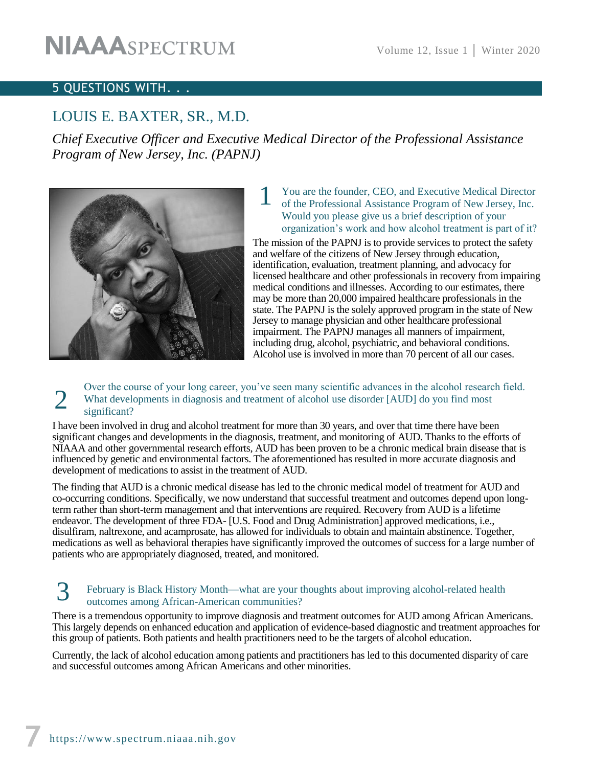## 5 QUESTIONS WITH. . .

# LOUIS E. BAXTER, SR., M.D.

*Chief Executive Officer and Executive Medical Director of the Professional Assistance Program of New Jersey, Inc. (PAPNJ)*

### 1 You are the founder, CEO, and Executive Medical Director of the Professional Assistance Program of New Jersey, Inc. Would you please give us a brief description of your organization's work and how alcohol treatment is part of it?

The mission of the PAPNJ is to provide services to protect the safety and welfare of the citizens of New Jersey through education, identification, evaluation, treatment planning, and advocacy for licensed healthcare and other professionals in recovery from impairing medical conditions and illnesses. According to our estimates, there may be more than 20,000 impaired healthcare professionals in the state. The PAPNJ is the solely approved program in the state of New Jersey to manage physician and other healthcare professional impairment. The PAPNJ manages all manners of impairment, including drug, alcohol, psychiatric, and behavioral conditions. Alcohol use is involved in more than 70 percent of all our cases.

### 2 Over the course of your long career, you've seen many scientific advances in the alcohol research field. What developments in diagnosis and treatment of alcohol use disorder [AUD] do you find most significant?

I have been involved in drug and alcohol treatment for more than 30 years, and over that time there have been significant changes and developments in the diagnosis, treatment, and monitoring of AUD. Thanks to the efforts of NIAAA and other governmental research efforts, AUD has been proven to be a chronic medical brain disease that is influenced by genetic and environmental factors. The aforementioned has resulted in more accurate diagnosis and development of medications to assist in the treatment of AUD.

The finding that AUD is a chronic medical disease has led to the chronic medical model of treatment for AUD and co-occurring conditions. Specifically, we now understand that successful treatment and outcomes depend upon long-term rather than short-term management and that interventions are required. Recovery from AUD is a lifetime endeavor. The development of three FDA- [U.S. Food and Drug Administration] approved medications, i.e., disulfiram, naltrexone, and acamprosate, has allowed for individuals to obtain and maintain abstinence. Together, medications as well as behavioral therapies have significantly improved the outcomes of success for a large number of patients who are appropriately diagnosed, treated, and monitored.

### 3 February is Black History Month—what are your thoughts about improving alcohol-related health outcomes among African-American communities?

There is a tremendous opportunity to improve diagnosis and treatment outcomes for AUD among African Americans. This largely depends on enhanced education and application of evidence-based diagnostic and treatment approaches for this group of patients. Both patients and health practitioners need to be the targets of alcohol education.

Currently, the lack of alcohol education among patients and practitioners has led to this documented disparity of care and successful outcomes among African Americans and other minorities.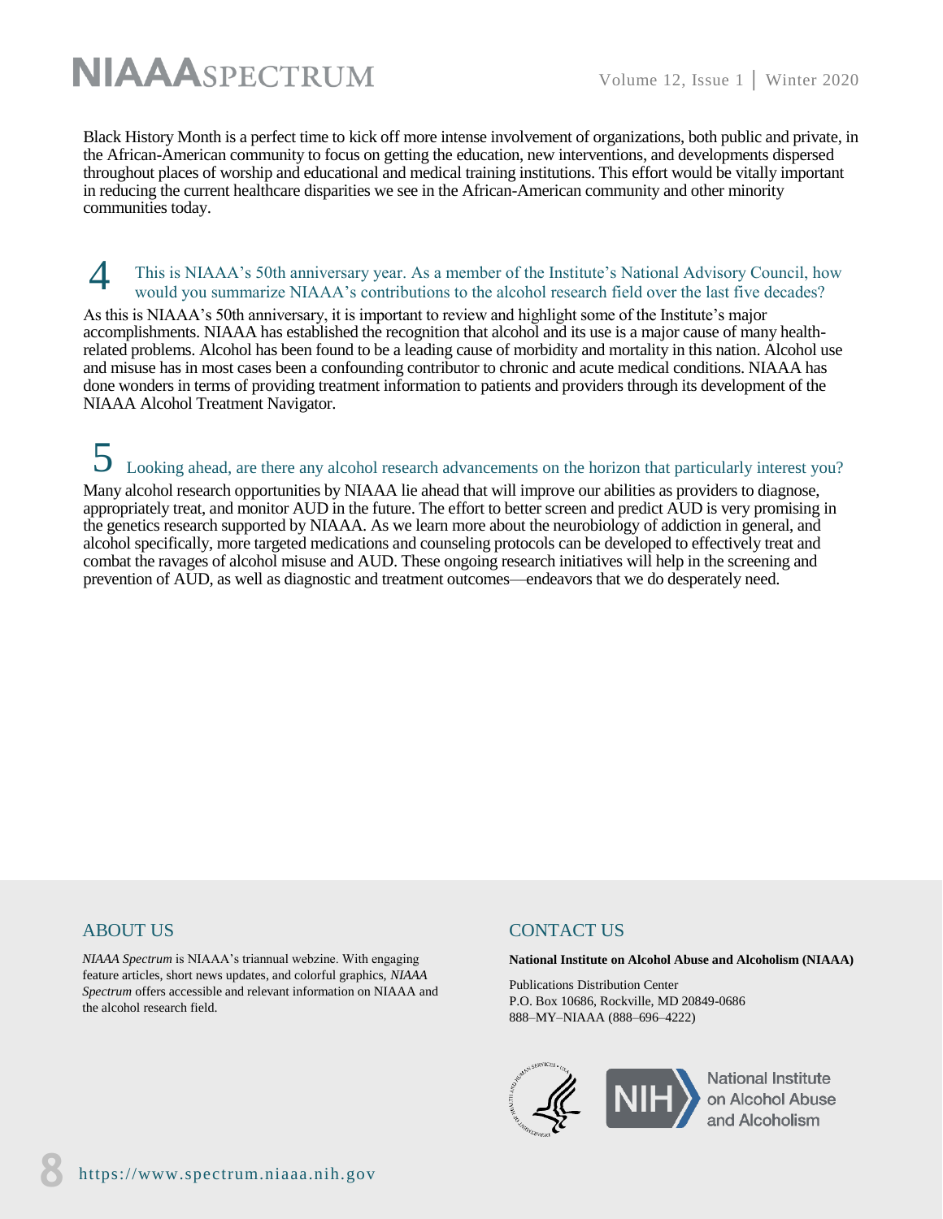Black History Month is a perfect time to kick off more intense involvement of organizations, both public and private, in the African-American community to focus on getting the education, new interventions, and developments dispersed throughout places of worship and educational and medical training institutions. This effort would be vitally important in reducing the current healthcare disparities we see in the African-American community and other minority communities today.

### 4 This is NIAAA's 50th anniversary year. As a member of the Institute's National Advisory Council, how would you summarize NIAAA's contributions to the alcohol research field over the last five decades?

As this is NIAAA's 50th anniversary, it is important to review and highlight some of the Institute's major accomplishments. NIAAA has established the recognition that alcohol and its use is a major cause of many health-related problems. Alcohol has been found to be a leading cause of morbidity and mortality in this nation. Alcohol use and misuse has in most cases been a confounding contributor to chronic and acute medical conditions. NIAAA has done wonders in terms of providing treatment information to patients and providers through its development of the NIAAA Alcohol Treatment Navigator.

### 5 Looking ahead, are there any alcohol research advancements on the horizon that particularly interest you?

Many alcohol research opportunities by NIAAA lie ahead that will improve our abilities as providers to diagnose, appropriately treat, and monitor AUD in the future. The effort to better screen and predict AUD is very promising in the genetics research supported by NIAAA. As we learn more about the neurobiology of addiction in general, and alcohol specifically, more targeted medications and counseling protocols can be developed to effectively treat and combat the ravages of alcohol misuse and AUD. These ongoing research initiatives will help in the screening and prevention of AUD, as well as diagnostic and treatment outcomes—endeavors that we do desperately need.

## ABOUT US

*NIAAA Spectrum* is NIAAA's triannual webzine. With engaging feature articles, short news updates, and colorful graphics, *NIAAA Spectrum* offers accessible and relevant information on NIAAA and the alcohol research field.

## CONTACT US

**National Institute on Alcohol Abuse and Alcoholism (NIAAA)**

Publications Distribution Center
P.O. Box 10686, Rockville, MD 20849-0686
888–MY–NIAAA (888–696–4222)

National Institute on Alcohol Abuse and Alcoholism

https://www.spectrum.niaaa.nih.gov